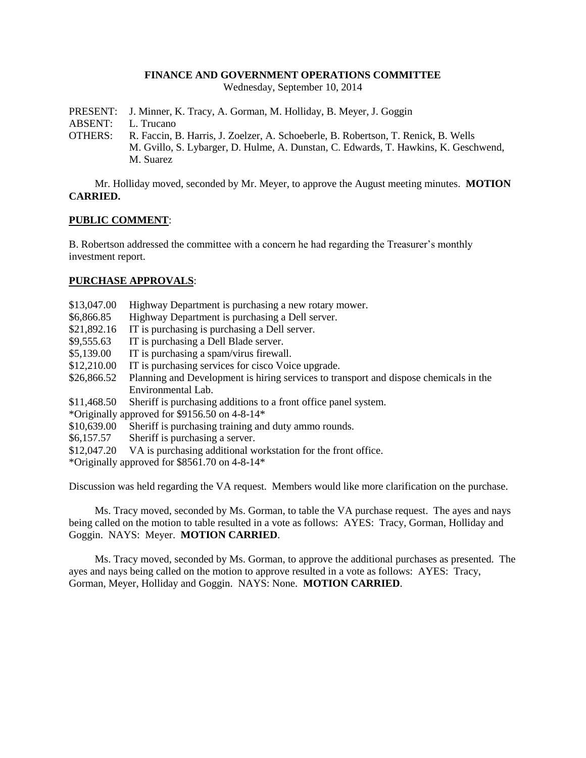# FINANCE AND GOVERNMENT OPERATIONS COMMITTEE

Wednesday, September 10, 2014

PRESENT: J. Minner, K. Tracy, A. Gorman, M. Holliday, B. Meyer, J. Goggin
ABSENT: L. Trucano
OTHERS: R. Faccin, B. Harris, J. Zoelzer, A. Schoeberle, B. Robertson, T. Renick, B. Wells M. Gvillo, S. Lybarger, D. Hulme, A. Dunstan, C. Edwards, T. Hawkins, K. Geschwend, M. Suarez

Mr. Holliday moved, seconded by Mr. Meyer, to approve the August meeting minutes. **MOTION CARRIED.**

## PUBLIC COMMENT:

B. Robertson addressed the committee with a concern he had regarding the Treasurer's monthly investment report.

## PURCHASE APPROVALS:

| | |
|---|---|
| $13,047.00 | Highway Department is purchasing a new rotary mower. |
| $6,866.85 | Highway Department is purchasing a Dell server. |
| $21,892.16 | IT is purchasing is purchasing a Dell server. |
| $9,555.63 | IT is purchasing a Dell Blade server. |
| $5,139.00 | IT is purchasing a spam/virus firewall. |
| $12,210.00 | IT is purchasing services for cisco Voice upgrade. |
| $26,866.52 | Planning and Development is hiring services to transport and dispose chemicals in the Environmental Lab. |
| $11,468.50 | Sheriff is purchasing additions to a front office panel system. |

*Originally approved for $9156.50 on 4-8-14*

| | |
|---|---|
| $10,639.00 | Sheriff is purchasing training and duty ammo rounds. |
| $6,157.57 | Sheriff is purchasing a server. |
| $12,047.20 | VA is purchasing additional workstation for the front office. |

*Originally approved for $8561.70 on 4-8-14*

Discussion was held regarding the VA request. Members would like more clarification on the purchase.

Ms. Tracy moved, seconded by Ms. Gorman, to table the VA purchase request. The ayes and nays being called on the motion to table resulted in a vote as follows: AYES: Tracy, Gorman, Holliday and Goggin. NAYS: Meyer. **MOTION CARRIED**.

Ms. Tracy moved, seconded by Ms. Gorman, to approve the additional purchases as presented. The ayes and nays being called on the motion to approve resulted in a vote as follows: AYES: Tracy, Gorman, Meyer, Holliday and Goggin. NAYS: None. **MOTION CARRIED**.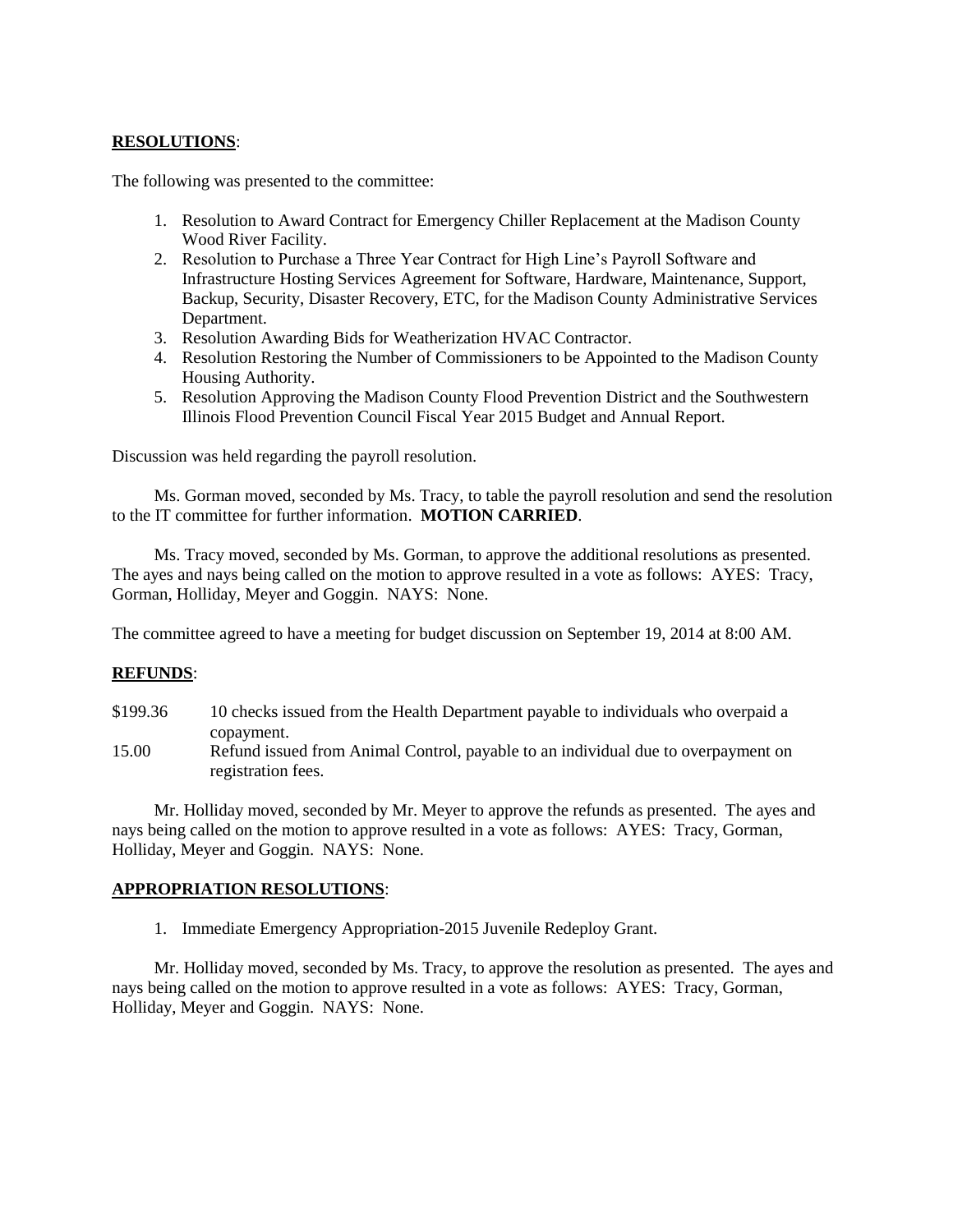**RESOLUTIONS**:

The following was presented to the committee:

1. Resolution to Award Contract for Emergency Chiller Replacement at the Madison County Wood River Facility.
2. Resolution to Purchase a Three Year Contract for High Line's Payroll Software and Infrastructure Hosting Services Agreement for Software, Hardware, Maintenance, Support, Backup, Security, Disaster Recovery, ETC, for the Madison County Administrative Services Department.
3. Resolution Awarding Bids for Weatherization HVAC Contractor.
4. Resolution Restoring the Number of Commissioners to be Appointed to the Madison County Housing Authority.
5. Resolution Approving the Madison County Flood Prevention District and the Southwestern Illinois Flood Prevention Council Fiscal Year 2015 Budget and Annual Report.

Discussion was held regarding the payroll resolution.

Ms. Gorman moved, seconded by Ms. Tracy, to table the payroll resolution and send the resolution to the IT committee for further information. **MOTION CARRIED**.

Ms. Tracy moved, seconded by Ms. Gorman, to approve the additional resolutions as presented. The ayes and nays being called on the motion to approve resulted in a vote as follows: AYES: Tracy, Gorman, Holliday, Meyer and Goggin. NAYS: None.

The committee agreed to have a meeting for budget discussion on September 19, 2014 at 8:00 AM.

**REFUNDS**:

| | |
|---|---|
| \$199.36 | 10 checks issued from the Health Department payable to individuals who overpaid a copayment. |
| 15.00 | Refund issued from Animal Control, payable to an individual due to overpayment on registration fees. |

Mr. Holliday moved, seconded by Mr. Meyer to approve the refunds as presented. The ayes and nays being called on the motion to approve resulted in a vote as follows: AYES: Tracy, Gorman, Holliday, Meyer and Goggin. NAYS: None.

**APPROPRIATION RESOLUTIONS**:

1. Immediate Emergency Appropriation-2015 Juvenile Redeploy Grant.

Mr. Holliday moved, seconded by Ms. Tracy, to approve the resolution as presented. The ayes and nays being called on the motion to approve resulted in a vote as follows: AYES: Tracy, Gorman, Holliday, Meyer and Goggin. NAYS: None.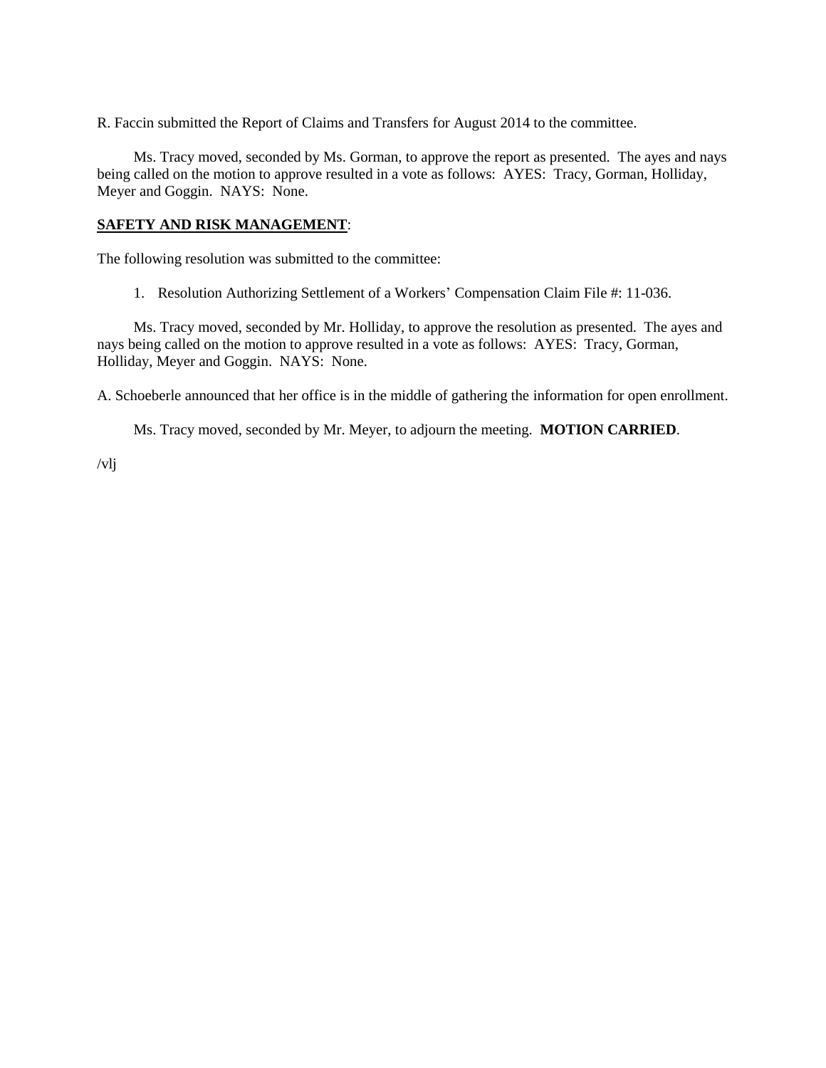R. Faccin submitted the Report of Claims and Transfers for August 2014 to the committee.

Ms. Tracy moved, seconded by Ms. Gorman, to approve the report as presented. The ayes and nays being called on the motion to approve resulted in a vote as follows: AYES: Tracy, Gorman, Holliday, Meyer and Goggin. NAYS: None.

**SAFETY AND RISK MANAGEMENT**:

The following resolution was submitted to the committee:

1. Resolution Authorizing Settlement of a Workers' Compensation Claim File #: 11-036.

Ms. Tracy moved, seconded by Mr. Holliday, to approve the resolution as presented. The ayes and nays being called on the motion to approve resulted in a vote as follows: AYES: Tracy, Gorman, Holliday, Meyer and Goggin. NAYS: None.

A. Schoeberle announced that her office is in the middle of gathering the information for open enrollment.

Ms. Tracy moved, seconded by Mr. Meyer, to adjourn the meeting. **MOTION CARRIED**.

/vlj